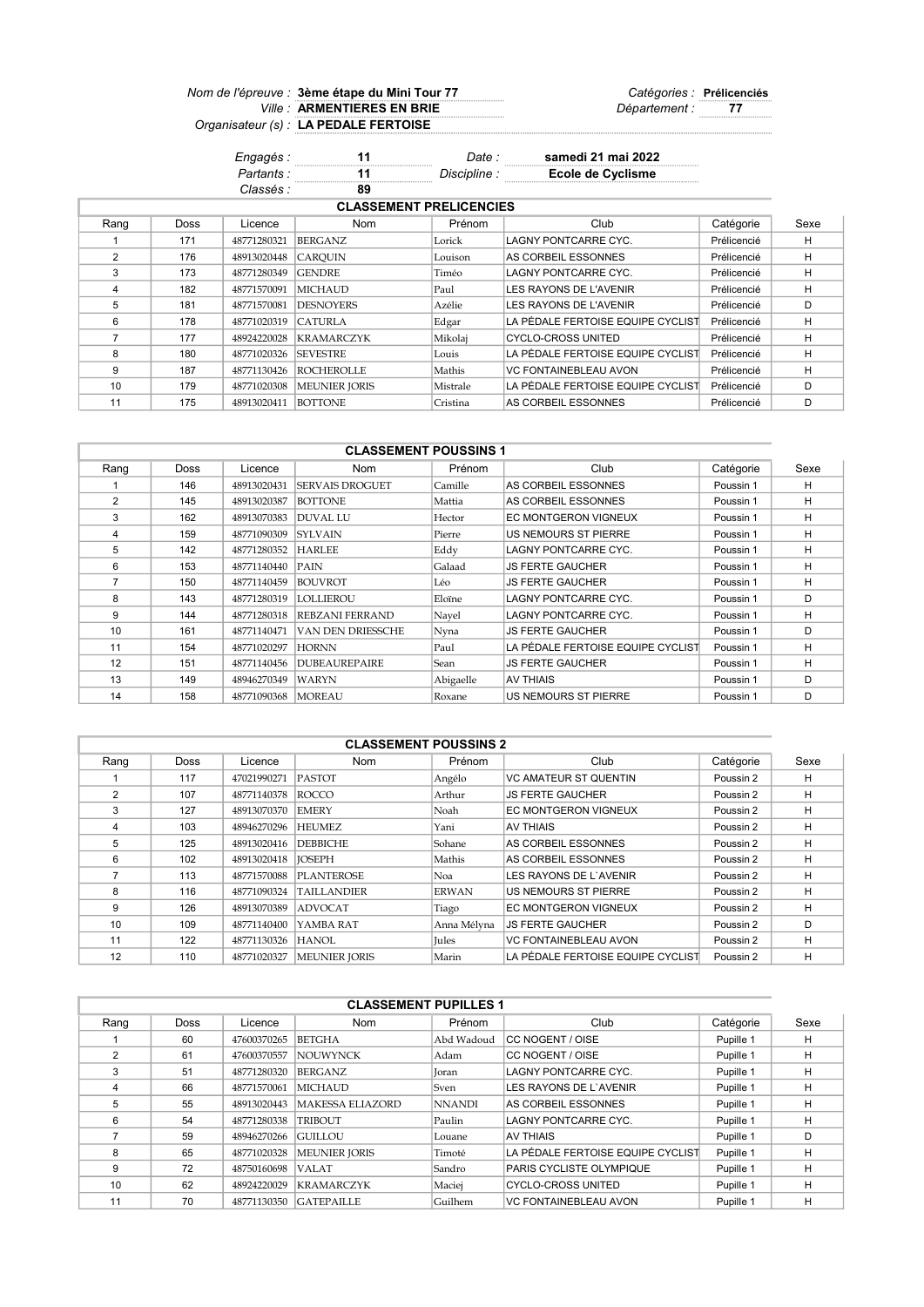*Nom de l'épreuve :* **3ème étape du Mini Tour 77** *Catégories :* **Prélicenciés**
*Ville :* **ARMENTIERES EN BRIE** *Département :* **77**
*Organisateur (s) :* **LA PEDALE FERTOISE**

*Engagés :* **11** *Date :* **samedi 21 mai 2022**
*Partants :* **11** *Discipline :* **Ecole de Cyclisme**
*Classés :* **89**

**CLASSEMENT PRELICENCIES**

| Rang | Doss | Licence | Nom | Prénom | Club | Catégorie | Sexe |
|---|---|---|---|---|---|---|---|
| 1 | 171 | 48771280321 | BERGANZ | Lorick | LAGNY PONTCARRE CYC. | Prélicencié | H |
| 2 | 176 | 48913020448 | CARQUIN | Louison | AS CORBEIL ESSONNES | Prélicencié | H |
| 3 | 173 | 48771280349 | GENDRE | Timéo | LAGNY PONTCARRE CYC. | Prélicencié | H |
| 4 | 182 | 48771570091 | MICHAUD | Paul | LES RAYONS DE L'AVENIR | Prélicencié | H |
| 5 | 181 | 48771570081 | DESNOYERS | Azélie | LES RAYONS DE L'AVENIR | Prélicencié | D |
| 6 | 178 | 48771020319 | CATURLA | Edgar | LA PÉDALE FERTOISE EQUIPE CYCLIST | Prélicencié | H |
| 7 | 177 | 48924220028 | KRAMARCZYK | Mikolaj | CYCLO-CROSS UNITED | Prélicencié | H |
| 8 | 180 | 48771020326 | SEVESTRE | Louis | LA PÉDALE FERTOISE EQUIPE CYCLIST | Prélicencié | H |
| 9 | 187 | 48771130426 | ROCHEROLLE | Mathis | VC FONTAINEBLEAU AVON | Prélicencié | H |
| 10 | 179 | 48771020308 | MEUNIER JORIS | Mistrale | LA PÉDALE FERTOISE EQUIPE CYCLIST | Prélicencié | D |
| 11 | 175 | 48913020411 | BOTTONE | Cristina | AS CORBEIL ESSONNES | Prélicencié | D |

**CLASSEMENT POUSSINS 1**

| Rang | Doss | Licence | Nom | Prénom | Club | Catégorie | Sexe |
|---|---|---|---|---|---|---|---|
| 1 | 146 | 48913020431 | SERVAIS DROGUET | Camille | AS CORBEIL ESSONNES | Poussin 1 | H |
| 2 | 145 | 48913020387 | BOTTONE | Mattia | AS CORBEIL ESSONNES | Poussin 1 | H |
| 3 | 162 | 48913070383 | DUVAL LU | Hector | EC MONTGERON VIGNEUX | Poussin 1 | H |
| 4 | 159 | 48771090309 | SYLVAIN | Pierre | US NEMOURS ST PIERRE | Poussin 1 | H |
| 5 | 142 | 48771280352 | HARLEE | Eddy | LAGNY PONTCARRE CYC. | Poussin 1 | H |
| 6 | 153 | 48771140440 | PAIN | Galaad | JS FERTE GAUCHER | Poussin 1 | H |
| 7 | 150 | 48771140459 | BOUVROT | Léo | JS FERTE GAUCHER | Poussin 1 | H |
| 8 | 143 | 48771280319 | LOLLIEROU | Eloïne | LAGNY PONTCARRE CYC. | Poussin 1 | D |
| 9 | 144 | 48771280318 | REBZANI FERRAND | Nayel | LAGNY PONTCARRE CYC. | Poussin 1 | H |
| 10 | 161 | 48771140471 | VAN DEN DRIESSCHE | Nyna | JS FERTE GAUCHER | Poussin 1 | D |
| 11 | 154 | 48771020297 | HORNN | Paul | LA PÉDALE FERTOISE EQUIPE CYCLIST | Poussin 1 | H |
| 12 | 151 | 48771140456 | DUBEAUREPAIRE | Sean | JS FERTE GAUCHER | Poussin 1 | H |
| 13 | 149 | 48946270349 | WARYN | Abigaelle | AV THIAIS | Poussin 1 | D |
| 14 | 158 | 48771090368 | MOREAU | Roxane | US NEMOURS ST PIERRE | Poussin 1 | D |

**CLASSEMENT POUSSINS 2**

| Rang | Doss | Licence | Nom | Prénom | Club | Catégorie | Sexe |
|---|---|---|---|---|---|---|---|
| 1 | 117 | 47021990271 | PASTOT | Angélo | VC AMATEUR ST QUENTIN | Poussin 2 | H |
| 2 | 107 | 48771140378 | ROCCO | Arthur | JS FERTE GAUCHER | Poussin 2 | H |
| 3 | 127 | 48913070370 | EMERY | Noah | EC MONTGERON VIGNEUX | Poussin 2 | H |
| 4 | 103 | 48946270296 | HEUMEZ | Yani | AV THIAIS | Poussin 2 | H |
| 5 | 125 | 48913020416 | DEBBICHE | Sohane | AS CORBEIL ESSONNES | Poussin 2 | H |
| 6 | 102 | 48913020418 | JOSEPH | Mathis | AS CORBEIL ESSONNES | Poussin 2 | H |
| 7 | 113 | 48771570088 | PLANTEROSE | Noa | LES RAYONS DE L`AVENIR | Poussin 2 | H |
| 8 | 116 | 48771090324 | TAILLANDIER | ERWAN | US NEMOURS ST PIERRE | Poussin 2 | H |
| 9 | 126 | 48913070389 | ADVOCAT | Tiago | EC MONTGERON VIGNEUX | Poussin 2 | H |
| 10 | 109 | 48771140400 | YAMBA RAT | Anna Mélyna | JS FERTE GAUCHER | Poussin 2 | D |
| 11 | 122 | 48771130326 | HANOL | Jules | VC FONTAINEBLEAU AVON | Poussin 2 | H |
| 12 | 110 | 48771020327 | MEUNIER JORIS | Marin | LA PÉDALE FERTOISE EQUIPE CYCLIST | Poussin 2 | H |

**CLASSEMENT PUPILLES 1**

| Rang | Doss | Licence | Nom | Prénom | Club | Catégorie | Sexe |
|---|---|---|---|---|---|---|---|
| 1 | 60 | 47600370265 | BETGHA | Abd Wadoud | CC NOGENT / OISE | Pupille 1 | H |
| 2 | 61 | 47600370557 | NOUWYNCK | Adam | CC NOGENT / OISE | Pupille 1 | H |
| 3 | 51 | 48771280320 | BERGANZ | Joran | LAGNY PONTCARRE CYC. | Pupille 1 | H |
| 4 | 66 | 48771570061 | MICHAUD | Sven | LES RAYONS DE L`AVENIR | Pupille 1 | H |
| 5 | 55 | 48913020443 | MAKESSA ELIAZORD | NNANDI | AS CORBEIL ESSONNES | Pupille 1 | H |
| 6 | 54 | 48771280338 | TRIBOUT | Paulin | LAGNY PONTCARRE CYC. | Pupille 1 | H |
| 7 | 59 | 48946270266 | GUILLOU | Louane | AV THIAIS | Pupille 1 | D |
| 8 | 65 | 48771020328 | MEUNIER JORIS | Timoté | LA PÉDALE FERTOISE EQUIPE CYCLIST | Pupille 1 | H |
| 9 | 72 | 48750160698 | VALAT | Sandro | PARIS CYCLISTE OLYMPIQUE | Pupille 1 | H |
| 10 | 62 | 48924220029 | KRAMARCZYK | Maciej | CYCLO-CROSS UNITED | Pupille 1 | H |
| 11 | 70 | 48771130350 | GATEPAILLE | Guilhem | VC FONTAINEBLEAU AVON | Pupille 1 | H |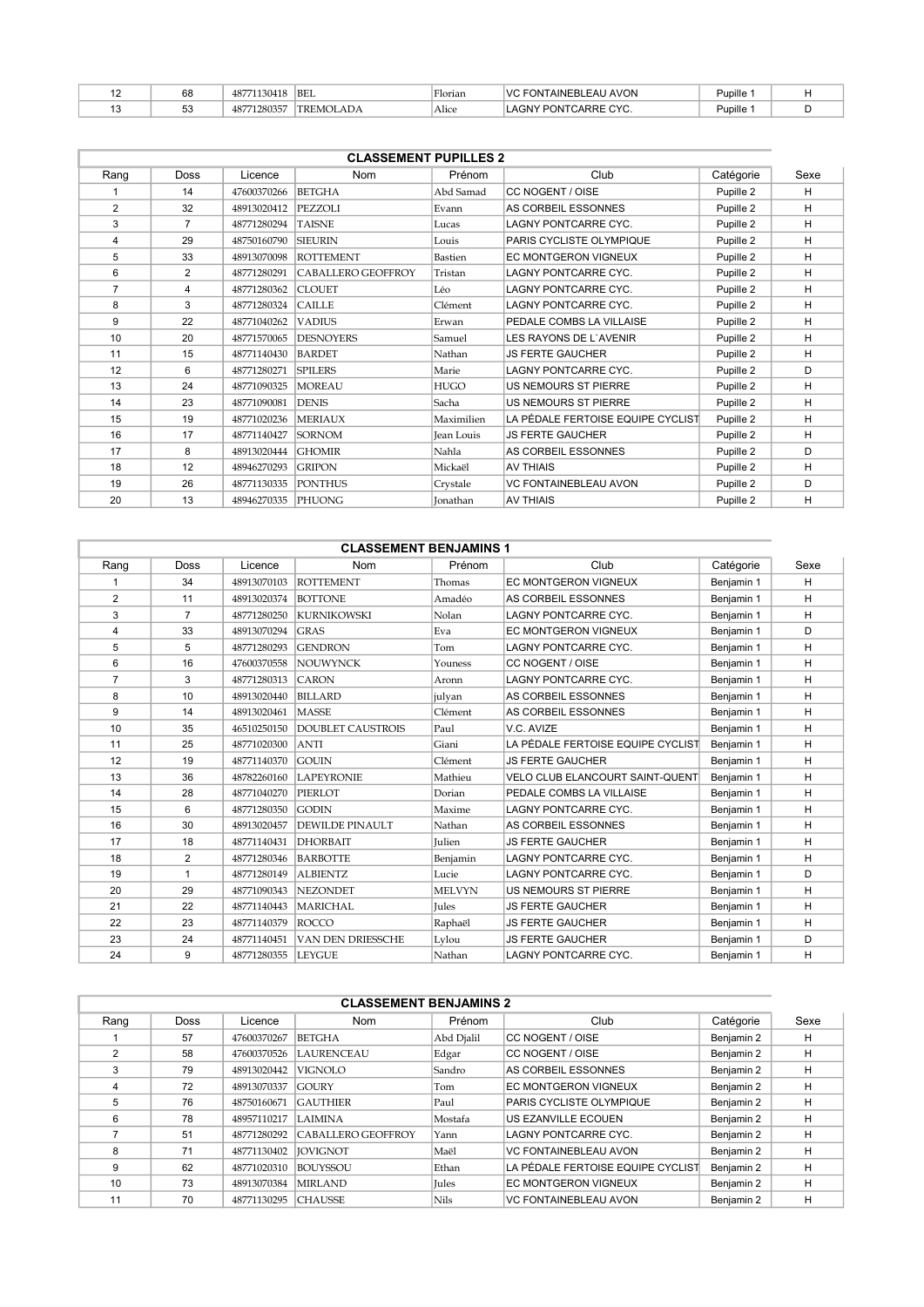| 12 | 68 | 48771130418 | BEL | Florian | VC FONTAINEBLEAU AVON | Pupille 1 | H |
|---|---|---|---|---|---|---|---|
| 13 | 53 | 48771280357 | TREMOLADA | Alice | LAGNY PONTCARRE CYC. | Pupille 1 | D |

**CLASSEMENT PUPILLES 2**

| Rang | Doss | Licence | Nom | Prénom | Club | Catégorie | Sexe |
|---|---|---|---|---|---|---|---|
| 1 | 14 | 47600370266 | BETGHA | Abd Samad | CC NOGENT / OISE | Pupille 2 | H |
| 2 | 32 | 48913020412 | PEZZOLI | Evann | AS CORBEIL ESSONNES | Pupille 2 | H |
| 3 | 7 | 48771280294 | TAISNE | Lucas | LAGNY PONTCARRE CYC. | Pupille 2 | H |
| 4 | 29 | 48750160790 | SIEURIN | Louis | PARIS CYCLISTE OLYMPIQUE | Pupille 2 | H |
| 5 | 33 | 48913070098 | ROTTEMENT | Bastien | EC MONTGERON VIGNEUX | Pupille 2 | H |
| 6 | 2 | 48771280291 | CABALLERO GEOFFROY | Tristan | LAGNY PONTCARRE CYC. | Pupille 2 | H |
| 7 | 4 | 48771280362 | CLOUET | Léo | LAGNY PONTCARRE CYC. | Pupille 2 | H |
| 8 | 3 | 48771280324 | CAILLE | Clément | LAGNY PONTCARRE CYC. | Pupille 2 | H |
| 9 | 22 | 48771040262 | VADIUS | Erwan | PEDALE COMBS LA VILLAISE | Pupille 2 | H |
| 10 | 20 | 48771570065 | DESNOYERS | Samuel | LES RAYONS DE L`AVENIR | Pupille 2 | H |
| 11 | 15 | 48771140430 | BARDET | Nathan | JS FERTE GAUCHER | Pupille 2 | H |
| 12 | 6 | 48771280271 | SPILERS | Marie | LAGNY PONTCARRE CYC. | Pupille 2 | D |
| 13 | 24 | 48771090325 | MOREAU | HUGO | US NEMOURS ST PIERRE | Pupille 2 | H |
| 14 | 23 | 48771090081 | DENIS | Sacha | US NEMOURS ST PIERRE | Pupille 2 | H |
| 15 | 19 | 48771020236 | MERIAUX | Maximilien | LA PÉDALE FERTOISE EQUIPE CYCLIST | Pupille 2 | H |
| 16 | 17 | 48771140427 | SORNOM | Jean Louis | JS FERTE GAUCHER | Pupille 2 | H |
| 17 | 8 | 48913020444 | GHOMIR | Nahla | AS CORBEIL ESSONNES | Pupille 2 | D |
| 18 | 12 | 48946270293 | GRIPON | Mickaël | AV THIAIS | Pupille 2 | H |
| 19 | 26 | 48771130335 | PONTHUS | Crystale | VC FONTAINEBLEAU AVON | Pupille 2 | D |
| 20 | 13 | 48946270335 | PHUONG | Jonathan | AV THIAIS | Pupille 2 | H |

**CLASSEMENT BENJAMINS 1**

| Rang | Doss | Licence | Nom | Prénom | Club | Catégorie | Sexe |
|---|---|---|---|---|---|---|---|
| 1 | 34 | 48913070103 | ROTTEMENT | Thomas | EC MONTGERON VIGNEUX | Benjamin 1 | H |
| 2 | 11 | 48913020374 | BOTTONE | Amadéo | AS CORBEIL ESSONNES | Benjamin 1 | H |
| 3 | 7 | 48771280250 | KURNIKOWSKI | Nolan | LAGNY PONTCARRE CYC. | Benjamin 1 | H |
| 4 | 33 | 48913070294 | GRAS | Eva | EC MONTGERON VIGNEUX | Benjamin 1 | D |
| 5 | 5 | 48771280293 | GENDRON | Tom | LAGNY PONTCARRE CYC. | Benjamin 1 | H |
| 6 | 16 | 47600370558 | NOUWYNCK | Youness | CC NOGENT / OISE | Benjamin 1 | H |
| 7 | 3 | 48771280313 | CARON | Aronn | LAGNY PONTCARRE CYC. | Benjamin 1 | H |
| 8 | 10 | 48913020440 | BILLARD | julyan | AS CORBEIL ESSONNES | Benjamin 1 | H |
| 9 | 14 | 48913020461 | MASSE | Clément | AS CORBEIL ESSONNES | Benjamin 1 | H |
| 10 | 35 | 46510250150 | DOUBLET CAUSTROIS | Paul | V.C. AVIZE | Benjamin 1 | H |
| 11 | 25 | 48771020300 | ANTI | Giani | LA PÉDALE FERTOISE EQUIPE CYCLIST | Benjamin 1 | H |
| 12 | 19 | 48771140370 | GOUIN | Clément | JS FERTE GAUCHER | Benjamin 1 | H |
| 13 | 36 | 48782260160 | LAPEYRONIE | Mathieu | VELO CLUB ELANCOURT SAINT-QUENT | Benjamin 1 | H |
| 14 | 28 | 48771040270 | PIERLOT | Dorian | PEDALE COMBS LA VILLAISE | Benjamin 1 | H |
| 15 | 6 | 48771280350 | GODIN | Maxime | LAGNY PONTCARRE CYC. | Benjamin 1 | H |
| 16 | 30 | 48913020457 | DEWILDE PINAULT | Nathan | AS CORBEIL ESSONNES | Benjamin 1 | H |
| 17 | 18 | 48771140431 | DHORBAIT | Julien | JS FERTE GAUCHER | Benjamin 1 | H |
| 18 | 2 | 48771280346 | BARBOTTE | Benjamin | LAGNY PONTCARRE CYC. | Benjamin 1 | H |
| 19 | 1 | 48771280149 | ALBIENTZ | Lucie | LAGNY PONTCARRE CYC. | Benjamin 1 | D |
| 20 | 29 | 48771090343 | NEZONDET | MELVYN | US NEMOURS ST PIERRE | Benjamin 1 | H |
| 21 | 22 | 48771140443 | MARICHAL | Jules | JS FERTE GAUCHER | Benjamin 1 | H |
| 22 | 23 | 48771140379 | ROCCO | Raphaël | JS FERTE GAUCHER | Benjamin 1 | H |
| 23 | 24 | 48771140451 | VAN DEN DRIESSCHE | Lylou | JS FERTE GAUCHER | Benjamin 1 | D |
| 24 | 9 | 48771280355 | LEYGUE | Nathan | LAGNY PONTCARRE CYC. | Benjamin 1 | H |

**CLASSEMENT BENJAMINS 2**

| Rang | Doss | Licence | Nom | Prénom | Club | Catégorie | Sexe |
|---|---|---|---|---|---|---|---|
| 1 | 57 | 47600370267 | BETGHA | Abd Djalil | CC NOGENT / OISE | Benjamin 2 | H |
| 2 | 58 | 47600370526 | LAURENCEAU | Edgar | CC NOGENT / OISE | Benjamin 2 | H |
| 3 | 79 | 48913020442 | VIGNOLO | Sandro | AS CORBEIL ESSONNES | Benjamin 2 | H |
| 4 | 72 | 48913070337 | GOURY | Tom | EC MONTGERON VIGNEUX | Benjamin 2 | H |
| 5 | 76 | 48750160671 | GAUTHIER | Paul | PARIS CYCLISTE OLYMPIQUE | Benjamin 2 | H |
| 6 | 78 | 48957110217 | LAIMINA | Mostafa | US EZANVILLE ECOUEN | Benjamin 2 | H |
| 7 | 51 | 48771280292 | CABALLERO GEOFFROY | Yann | LAGNY PONTCARRE CYC. | Benjamin 2 | H |
| 8 | 71 | 48771130402 | JOVIGNOT | Maël | VC FONTAINEBLEAU AVON | Benjamin 2 | H |
| 9 | 62 | 48771020310 | BOUYSSOU | Ethan | LA PÉDALE FERTOISE EQUIPE CYCLIST | Benjamin 2 | H |
| 10 | 73 | 48913070384 | MIRLAND | Jules | EC MONTGERON VIGNEUX | Benjamin 2 | H |
| 11 | 70 | 48771130295 | CHAUSSE | Nils | VC FONTAINEBLEAU AVON | Benjamin 2 | H |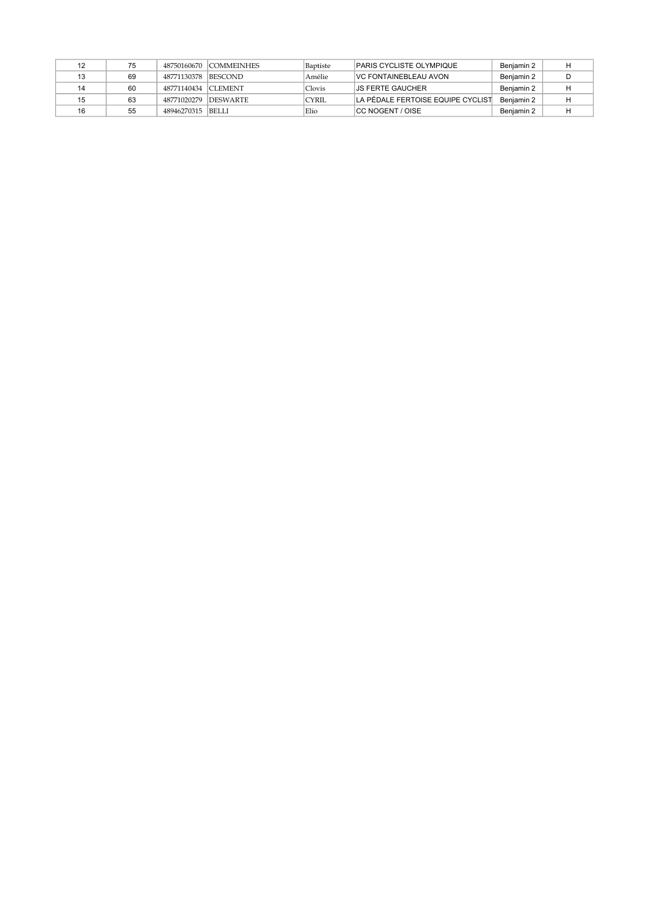| | | | | | | | |
|---|---|---|---|---|---|---|---|
| 12 | 75 | 48750160670 | COMMEINHES | Baptiste | PARIS CYCLISTE OLYMPIQUE | Benjamin 2 | H |
| 13 | 69 | 48771130378 | BESCOND | Amélie | VC FONTAINEBLEAU AVON | Benjamin 2 | D |
| 14 | 60 | 48771140434 | CLEMENT | Clovis | JS FERTE GAUCHER | Benjamin 2 | H |
| 15 | 63 | 48771020279 | DESWARTE | CYRIL | LA PÉDALE FERTOISE EQUIPE CYCLIST | Benjamin 2 | H |
| 16 | 55 | 48946270315 | BELLI | Elio | CC NOGENT / OISE | Benjamin 2 | H |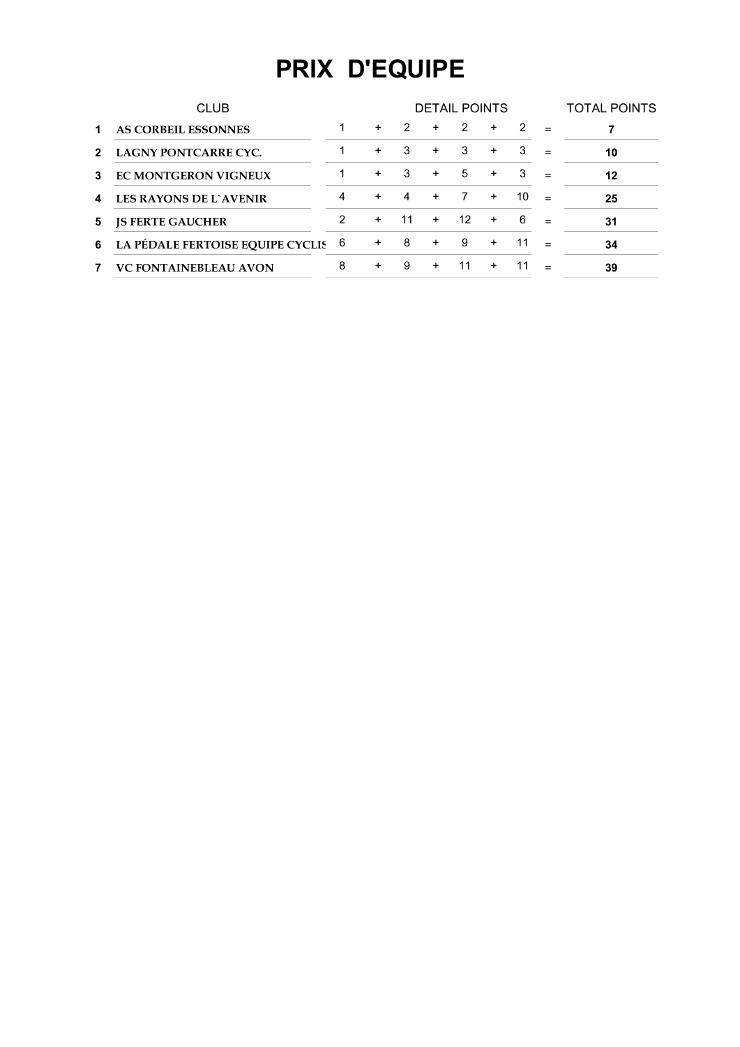# PRIX D'EQUIPE

| | CLUB | DETAIL POINTS | | | | | | | | TOTAL POINTS |
|---|---|---|---|---|---|---|---|---|---|---|
| 1 | AS CORBEIL ESSONNES | 1 | + | 2 | + | 2 | + | 2 | = | **7** |
| 2 | LAGNY PONTCARRE CYC. | 1 | + | 3 | + | 3 | + | 3 | = | **10** |
| 3 | EC MONTGERON VIGNEUX | 1 | + | 3 | + | 5 | + | 3 | = | **12** |
| 4 | LES RAYONS DE L`AVENIR | 4 | + | 4 | + | 7 | + | 10 | = | **25** |
| 5 | JS FERTE GAUCHER | 2 | + | 11 | + | 12 | + | 6 | = | **31** |
| 6 | LA PÉDALE FERTOISE EQUIPE CYCLIS | 6 | + | 8 | + | 9 | + | 11 | = | **34** |
| 7 | VC FONTAINEBLEAU AVON | 8 | + | 9 | + | 11 | + | 11 | = | **39** |